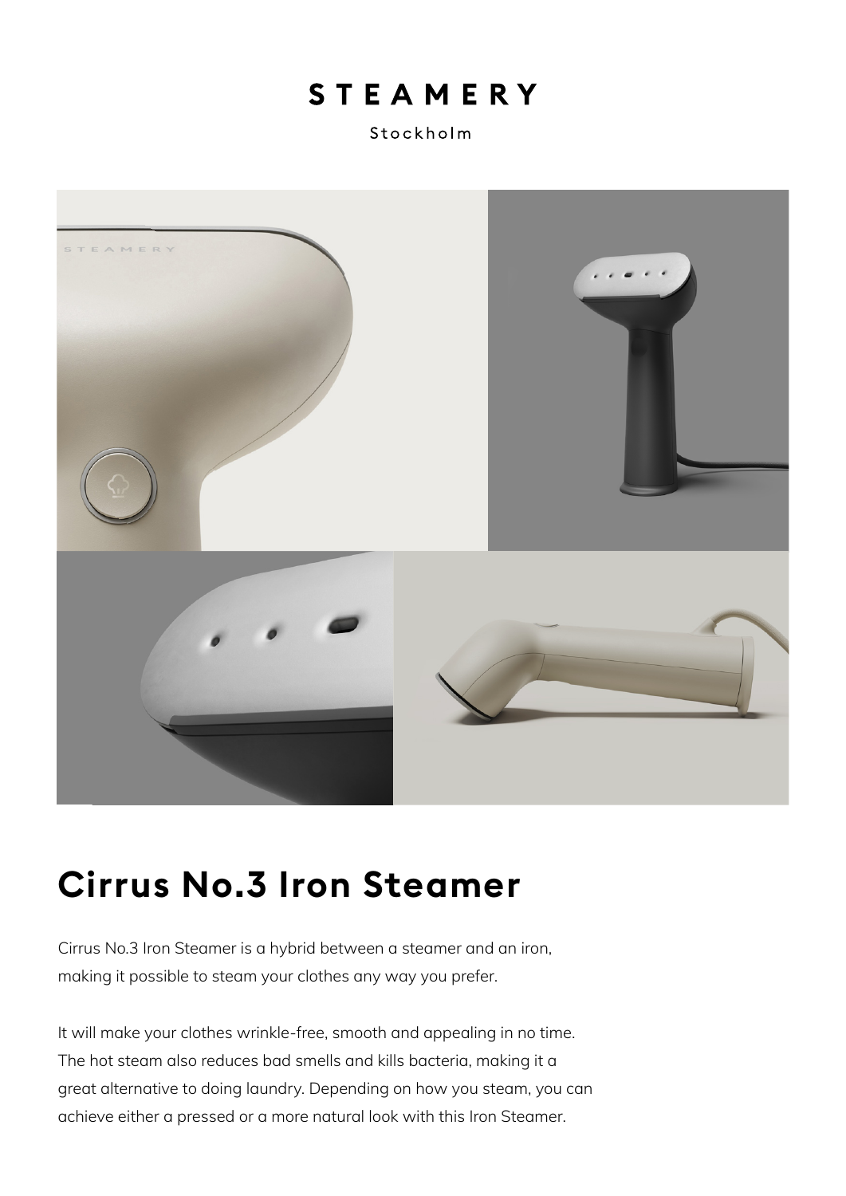# STEAMERY

Stockholm

## Cirrus No.3 Iron Steamer

Cirrus No.3 Iron Steamer is a hybrid between a steamer and an iron, making it possible to steam your clothes any way you prefer.

It will make your clothes wrinkle-free, smooth and appealing in no time. The hot steam also reduces bad smells and kills bacteria, making it a great alternative to doing laundry. Depending on how you steam, you can achieve either a pressed or a more natural look with this Iron Steamer.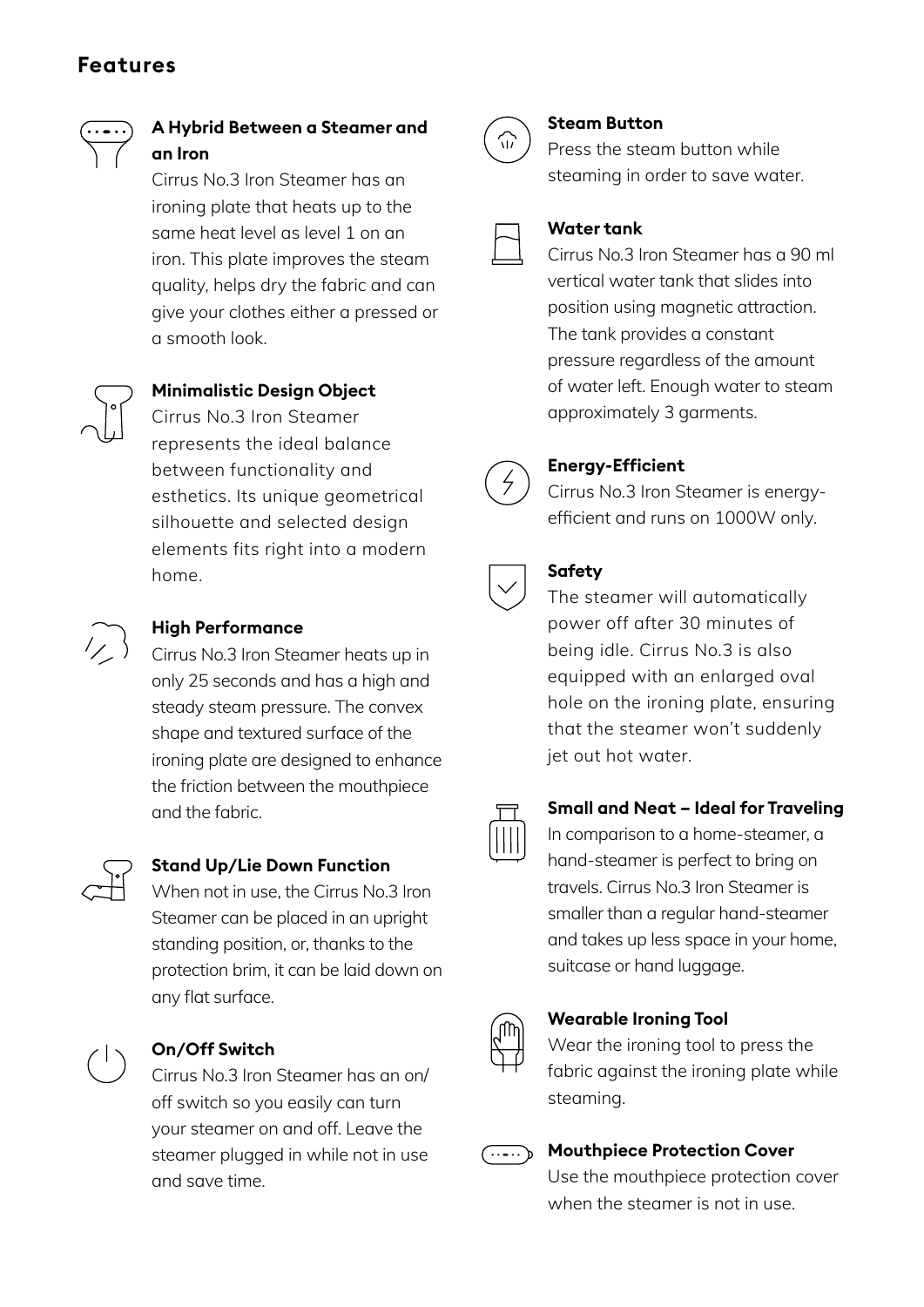## Features

### A Hybrid Between a Steamer and an Iron

Cirrus No.3 Iron Steamer has an ironing plate that heats up to the same heat level as level 1 on an iron. This plate improves the steam quality, helps dry the fabric and can give your clothes either a pressed or a smooth look.

### Minimalistic Design Object

Cirrus No.3 Iron Steamer represents the ideal balance between functionality and esthetics. Its unique geometrical silhouette and selected design elements fits right into a modern home.

### High Performance

Cirrus No.3 Iron Steamer heats up in only 25 seconds and has a high and steady steam pressure. The convex shape and textured surface of the ironing plate are designed to enhance the friction between the mouthpiece and the fabric.

### Stand Up/Lie Down Function

When not in use, the Cirrus No.3 Iron Steamer can be placed in an upright standing position, or, thanks to the protection brim, it can be laid down on any flat surface.

### On/Off Switch

Cirrus No.3 Iron Steamer has an on/off switch so you easily can turn your steamer on and off. Leave the steamer plugged in while not in use and save time.

### Steam Button

Press the steam button while steaming in order to save water.

### Water tank

Cirrus No.3 Iron Steamer has a 90 ml vertical water tank that slides into position using magnetic attraction. The tank provides a constant pressure regardless of the amount of water left. Enough water to steam approximately 3 garments.

### Energy-Efficient

Cirrus No.3 Iron Steamer is energy-efficient and runs on 1000W only.

### Safety

The steamer will automatically power off after 30 minutes of being idle. Cirrus No.3 is also equipped with an enlarged oval hole on the ironing plate, ensuring that the steamer won't suddenly jet out hot water.

### Small and Neat – Ideal for Traveling

In comparison to a home-steamer, a hand-steamer is perfect to bring on travels. Cirrus No.3 Iron Steamer is smaller than a regular hand-steamer and takes up less space in your home, suitcase or hand luggage.

### Wearable Ironing Tool

Wear the ironing tool to press the fabric against the ironing plate while steaming.

### Mouthpiece Protection Cover

Use the mouthpiece protection cover when the steamer is not in use.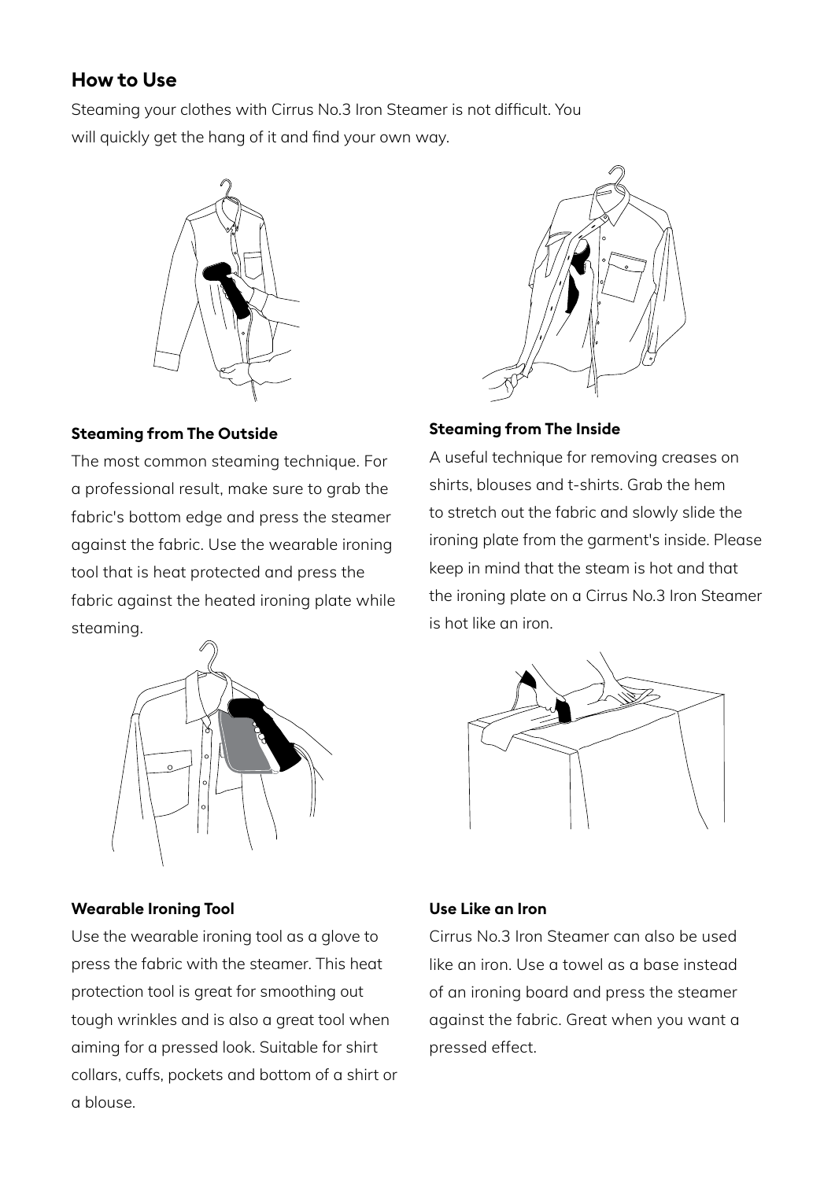## How to Use

Steaming your clothes with Cirrus No.3 Iron Steamer is not difficult. You will quickly get the hang of it and find your own way.

**Steaming from The Outside**

The most common steaming technique. For a professional result, make sure to grab the fabric's bottom edge and press the steamer against the fabric. Use the wearable ironing tool that is heat protected and press the fabric against the heated ironing plate while steaming.

**Steaming from The Inside**

A useful technique for removing creases on shirts, blouses and t-shirts. Grab the hem to stretch out the fabric and slowly slide the ironing plate from the garment's inside. Please keep in mind that the steam is hot and that the ironing plate on a Cirrus No.3 Iron Steamer is hot like an iron.

**Wearable Ironing Tool**

Use the wearable ironing tool as a glove to press the fabric with the steamer. This heat protection tool is great for smoothing out tough wrinkles and is also a great tool when aiming for a pressed look. Suitable for shirt collars, cuffs, pockets and bottom of a shirt or a blouse.

**Use Like an Iron**

Cirrus No.3 Iron Steamer can also be used like an iron. Use a towel as a base instead of an ironing board and press the steamer against the fabric. Great when you want a pressed effect.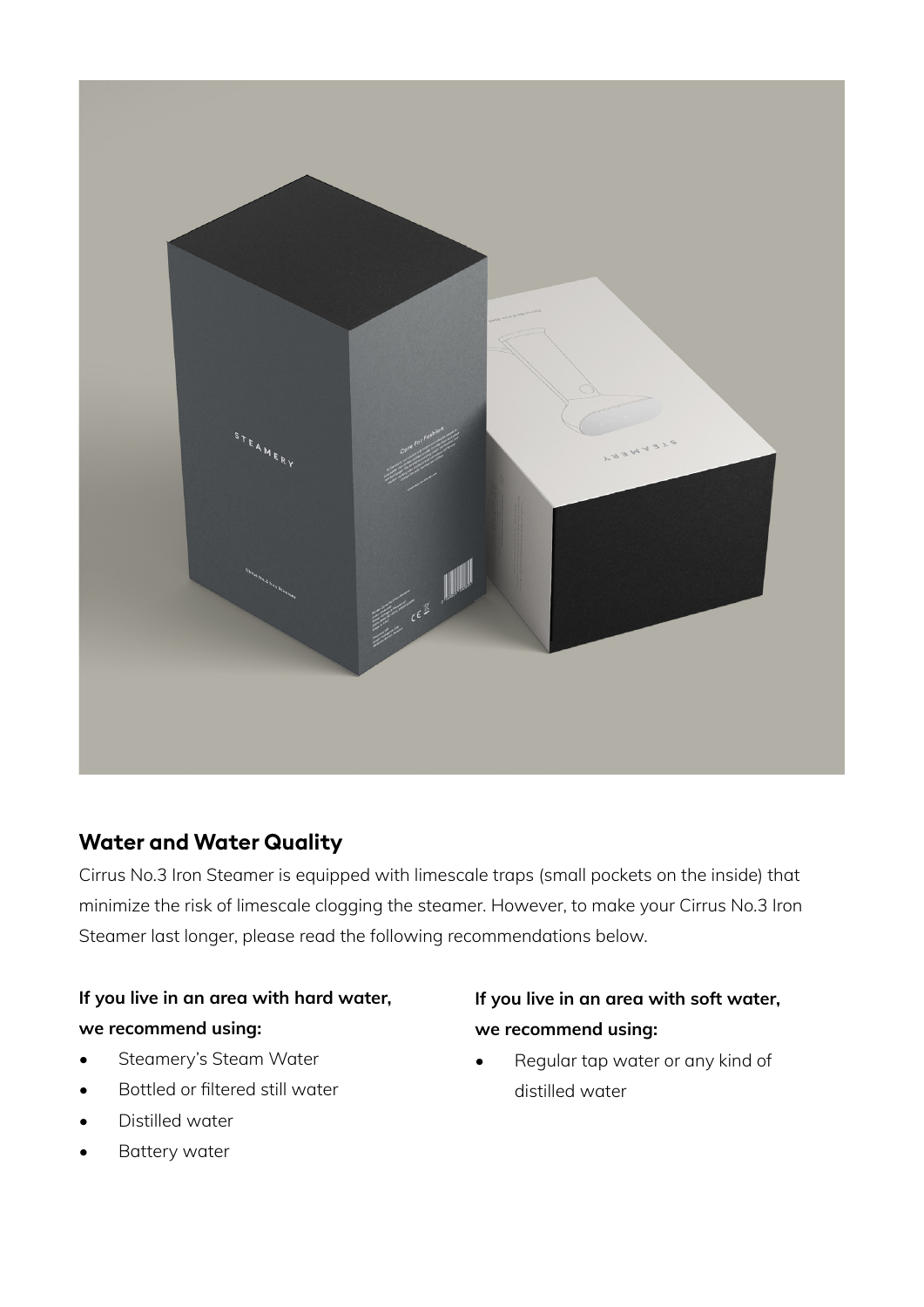## Water and Water Quality

Cirrus No.3 Iron Steamer is equipped with limescale traps (small pockets on the inside) that minimize the risk of limescale clogging the steamer. However, to make your Cirrus No.3 Iron Steamer last longer, please read the following recommendations below.

**If you live in an area with hard water, we recommend using:**

- Steamery's Steam Water
- Bottled or filtered still water
- Distilled water
- Battery water

**If you live in an area with soft water, we recommend using:**

- Regular tap water or any kind of distilled water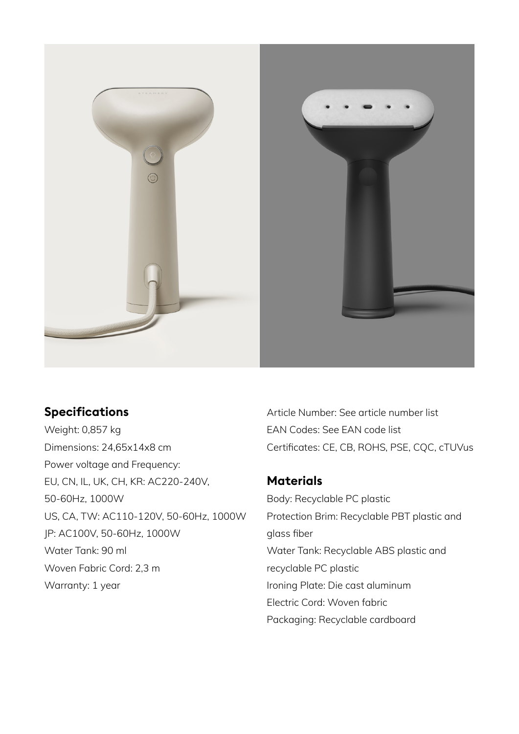## Specifications

Weight: 0,857 kg
Dimensions: 24,65x14x8 cm
Power voltage and Frequency:
EU, CN, IL, UK, CH, KR: AC220-240V, 50-60Hz, 1000W
US, CA, TW: AC110-120V, 50-60Hz, 1000W
JP: AC100V, 50-60Hz, 1000W
Water Tank: 90 ml
Woven Fabric Cord: 2,3 m
Warranty: 1 year
Article Number: See article number list
EAN Codes: See EAN code list
Certificates: CE, CB, ROHS, PSE, CQC, cTUVus

## Materials

Body: Recyclable PC plastic
Protection Brim: Recyclable PBT plastic and glass fiber
Water Tank: Recyclable ABS plastic and recyclable PC plastic
Ironing Plate: Die cast aluminum
Electric Cord: Woven fabric
Packaging: Recyclable cardboard